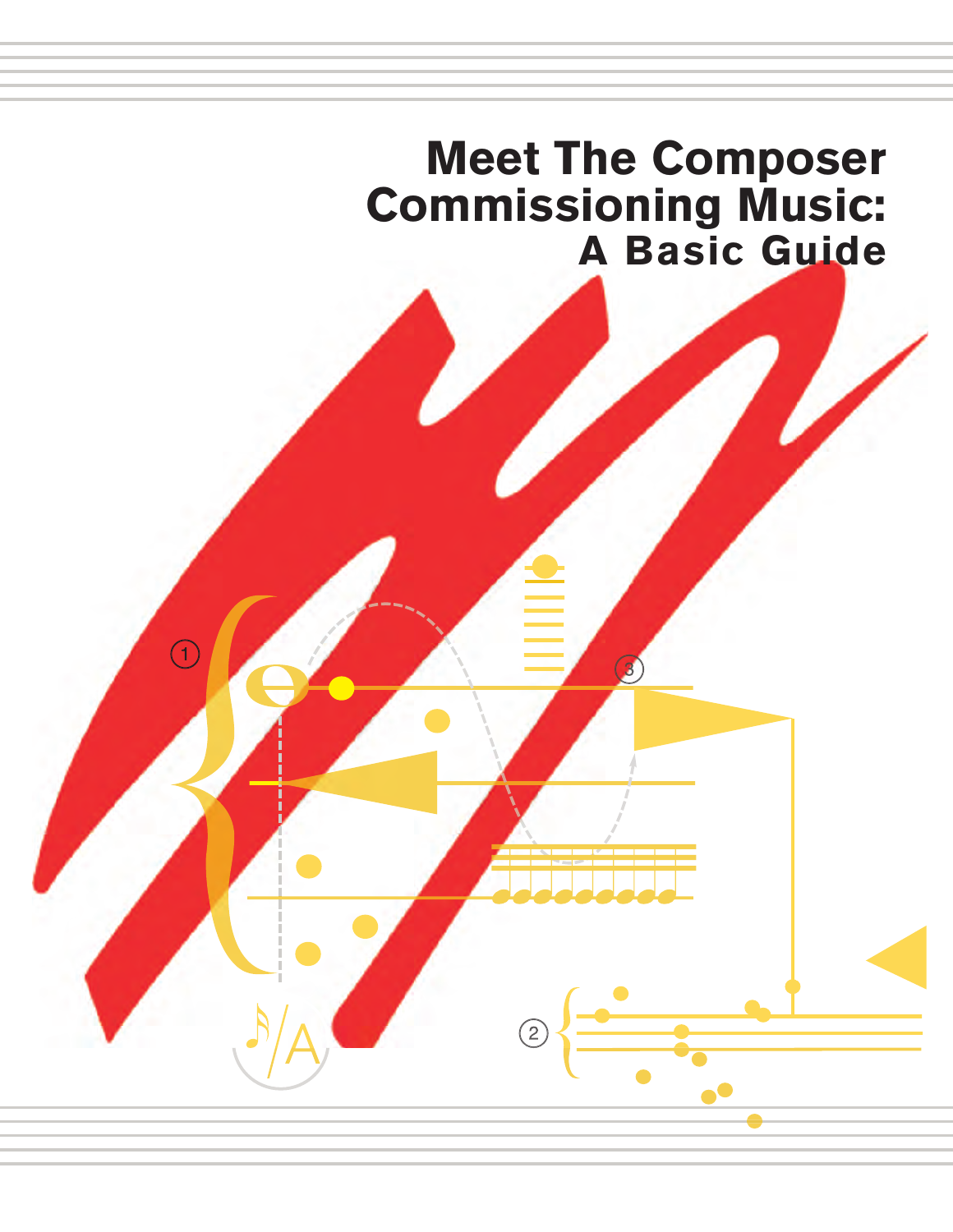# Meet The Composer
# Commissioning Music:
## A Basic Guide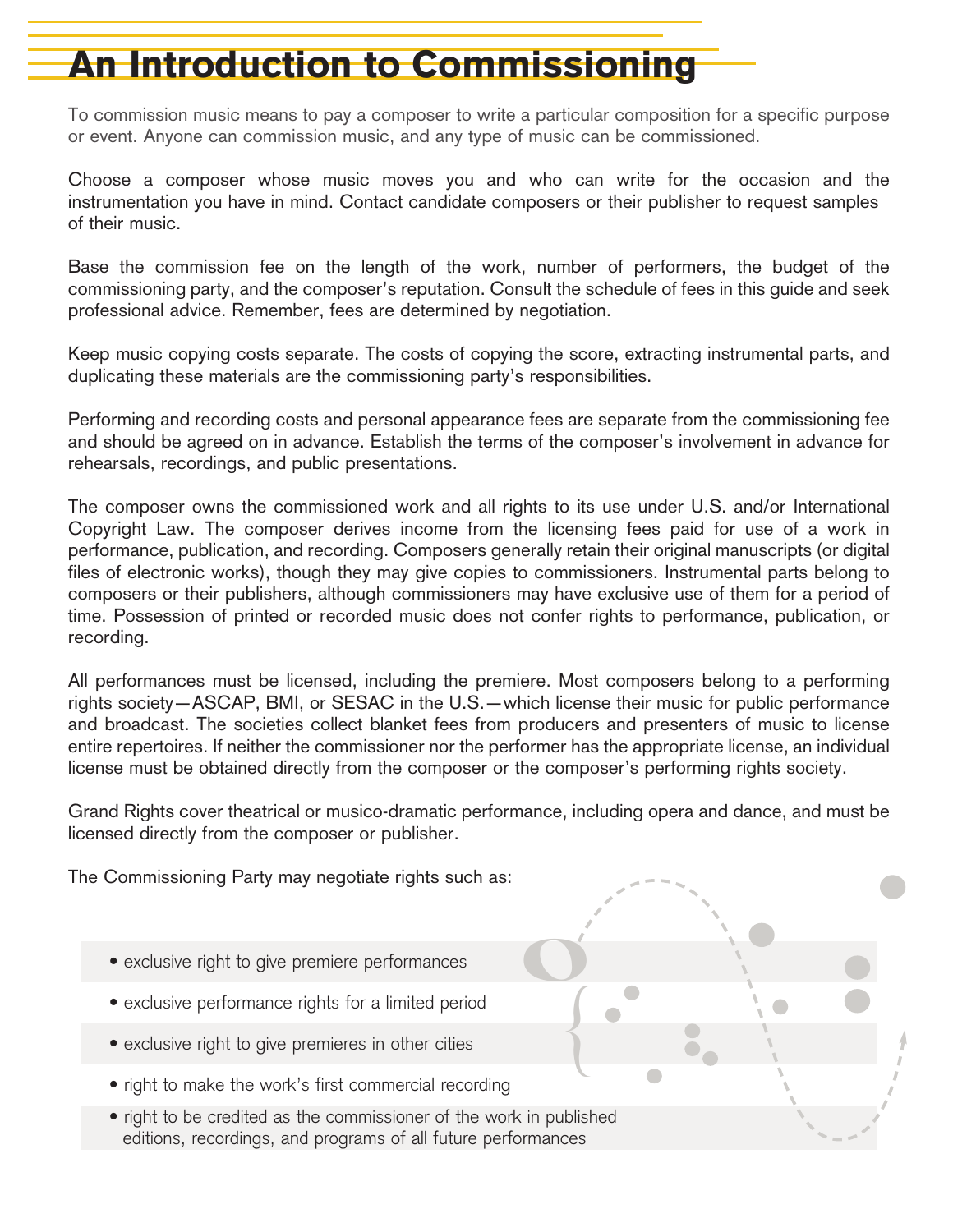# An Introduction to Commissioning

To commission music means to pay a composer to write a particular composition for a specific purpose or event. Anyone can commission music, and any type of music can be commissioned.

Choose a composer whose music moves you and who can write for the occasion and the instrumentation you have in mind. Contact candidate composers or their publisher to request samples of their music.

Base the commission fee on the length of the work, number of performers, the budget of the commissioning party, and the composer's reputation. Consult the schedule of fees in this guide and seek professional advice. Remember, fees are determined by negotiation.

Keep music copying costs separate. The costs of copying the score, extracting instrumental parts, and duplicating these materials are the commissioning party's responsibilities.

Performing and recording costs and personal appearance fees are separate from the commissioning fee and should be agreed on in advance. Establish the terms of the composer's involvement in advance for rehearsals, recordings, and public presentations.

The composer owns the commissioned work and all rights to its use under U.S. and/or International Copyright Law. The composer derives income from the licensing fees paid for use of a work in performance, publication, and recording. Composers generally retain their original manuscripts (or digital files of electronic works), though they may give copies to commissioners. Instrumental parts belong to composers or their publishers, although commissioners may have exclusive use of them for a period of time. Possession of printed or recorded music does not confer rights to performance, publication, or recording.

All performances must be licensed, including the premiere. Most composers belong to a performing rights society—ASCAP, BMI, or SESAC in the U.S.—which license their music for public performance and broadcast. The societies collect blanket fees from producers and presenters of music to license entire repertoires. If neither the commissioner nor the performer has the appropriate license, an individual license must be obtained directly from the composer or the composer's performing rights society.

Grand Rights cover theatrical or musico-dramatic performance, including opera and dance, and must be licensed directly from the composer or publisher.

The Commissioning Party may negotiate rights such as:

- exclusive right to give premiere performances
- exclusive performance rights for a limited period
- exclusive right to give premieres in other cities
- right to make the work's first commercial recording
- right to be credited as the commissioner of the work in published editions, recordings, and programs of all future performances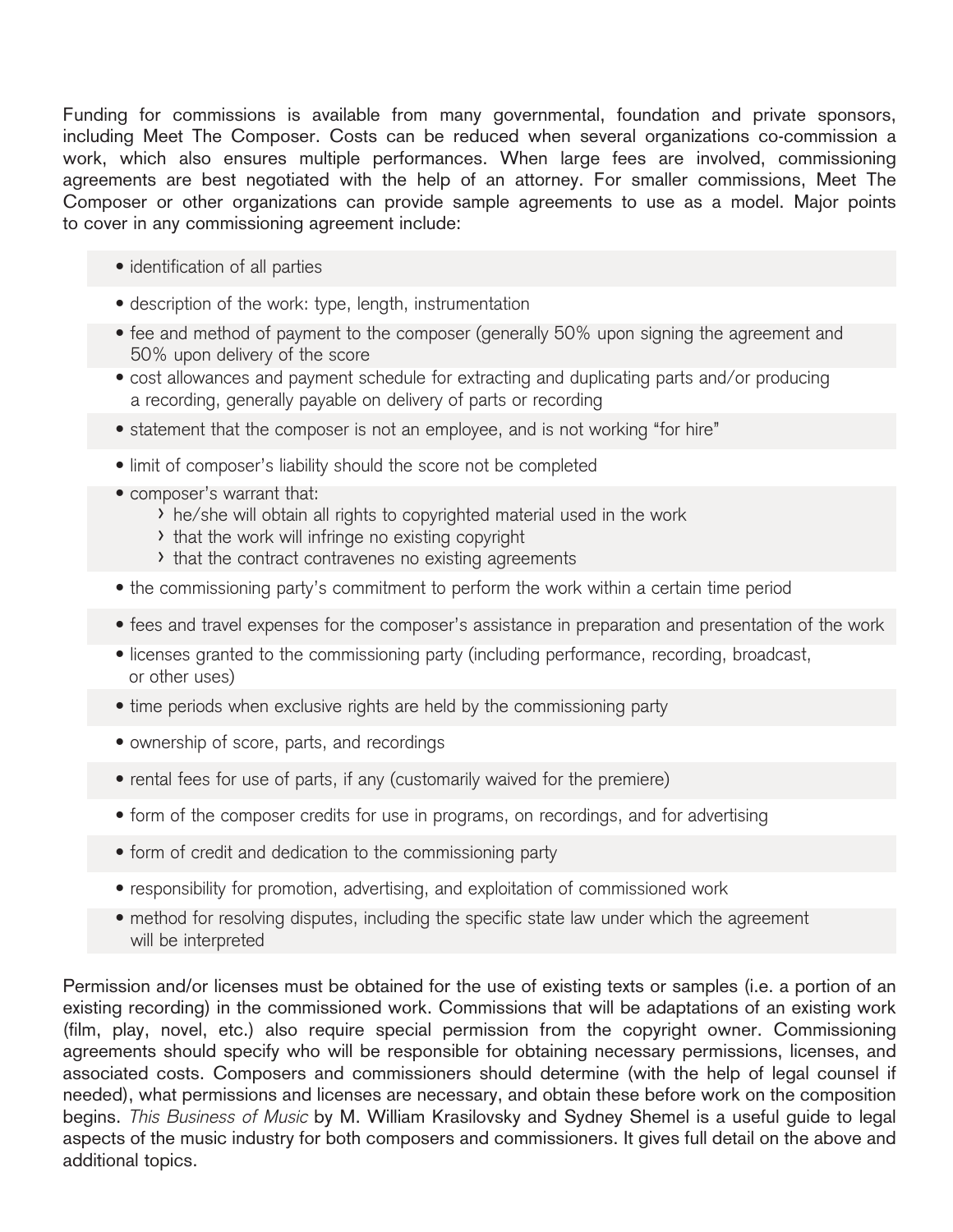Funding for commissions is available from many governmental, foundation and private sponsors, including Meet The Composer. Costs can be reduced when several organizations co-commission a work, which also ensures multiple performances. When large fees are involved, commissioning agreements are best negotiated with the help of an attorney. For smaller commissions, Meet The Composer or other organizations can provide sample agreements to use as a model. Major points to cover in any commissioning agreement include:

- identification of all parties
- description of the work: type, length, instrumentation
- fee and method of payment to the composer (generally 50% upon signing the agreement and 50% upon delivery of the score
- cost allowances and payment schedule for extracting and duplicating parts and/or producing a recording, generally payable on delivery of parts or recording
- statement that the composer is not an employee, and is not working "for hire"
- limit of composer's liability should the score not be completed
- composer's warrant that:
  - he/she will obtain all rights to copyrighted material used in the work
  - that the work will infringe no existing copyright
  - that the contract contravenes no existing agreements
- the commissioning party's commitment to perform the work within a certain time period
- fees and travel expenses for the composer's assistance in preparation and presentation of the work
- licenses granted to the commissioning party (including performance, recording, broadcast, or other uses)
- time periods when exclusive rights are held by the commissioning party
- ownership of score, parts, and recordings
- rental fees for use of parts, if any (customarily waived for the premiere)
- form of the composer credits for use in programs, on recordings, and for advertising
- form of credit and dedication to the commissioning party
- responsibility for promotion, advertising, and exploitation of commissioned work
- method for resolving disputes, including the specific state law under which the agreement will be interpreted

Permission and/or licenses must be obtained for the use of existing texts or samples (i.e. a portion of an existing recording) in the commissioned work. Commissions that will be adaptations of an existing work (film, play, novel, etc.) also require special permission from the copyright owner. Commissioning agreements should specify who will be responsible for obtaining necessary permissions, licenses, and associated costs. Composers and commissioners should determine (with the help of legal counsel if needed), what permissions and licenses are necessary, and obtain these before work on the composition begins. *This Business of Music* by M. William Krasilovsky and Sydney Shemel is a useful guide to legal aspects of the music industry for both composers and commissioners. It gives full detail on the above and additional topics.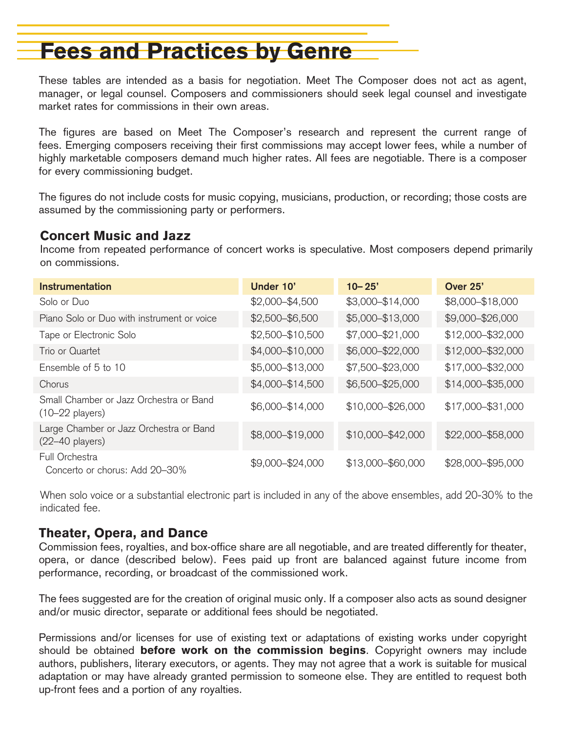# Fees and Practices by Genre

These tables are intended as a basis for negotiation. Meet The Composer does not act as agent, manager, or legal counsel. Composers and commissioners should seek legal counsel and investigate market rates for commissions in their own areas.

The figures are based on Meet The Composer's research and represent the current range of fees. Emerging composers receiving their first commissions may accept lower fees, while a number of highly marketable composers demand much higher rates. All fees are negotiable. There is a composer for every commissioning budget.

The figures do not include costs for music copying, musicians, production, or recording; those costs are assumed by the commissioning party or performers.

## Concert Music and Jazz

Income from repeated performance of concert works is speculative. Most composers depend primarily on commissions.

| Instrumentation | Under 10' | 10–25' | Over 25' |
| --- | --- | --- | --- |
| Solo or Duo | $2,000–$4,500 | $3,000–$14,000 | $8,000–$18,000 |
| Piano Solo or Duo with instrument or voice | $2,500–$6,500 | $5,000–$13,000 | $9,000–$26,000 |
| Tape or Electronic Solo | $2,500–$10,500 | $7,000–$21,000 | $12,000–$32,000 |
| Trio or Quartet | $4,000–$10,000 | $6,000–$22,000 | $12,000–$32,000 |
| Ensemble of 5 to 10 | $5,000–$13,000 | $7,500–$23,000 | $17,000–$32,000 |
| Chorus | $4,000–$14,500 | $6,500–$25,000 | $14,000–$35,000 |
| Small Chamber or Jazz Orchestra or Band (10–22 players) | $6,000–$14,000 | $10,000–$26,000 | $17,000–$31,000 |
| Large Chamber or Jazz Orchestra or Band (22–40 players) | $8,000–$19,000 | $10,000–$42,000 | $22,000–$58,000 |
| Full Orchestra<br>Concerto or chorus: Add 20–30% | $9,000–$24,000 | $13,000–$60,000 | $28,000–$95,000 |

When solo voice or a substantial electronic part is included in any of the above ensembles, add 20-30% to the indicated fee.

## Theater, Opera, and Dance

Commission fees, royalties, and box-office share are all negotiable, and are treated differently for theater, opera, or dance (described below). Fees paid up front are balanced against future income from performance, recording, or broadcast of the commissioned work.

The fees suggested are for the creation of original music only. If a composer also acts as sound designer and/or music director, separate or additional fees should be negotiated.

Permissions and/or licenses for use of existing text or adaptations of existing works under copyright should be obtained **before work on the commission begins**. Copyright owners may include authors, publishers, literary executors, or agents. They may not agree that a work is suitable for musical adaptation or may have already granted permission to someone else. They are entitled to request both up-front fees and a portion of any royalties.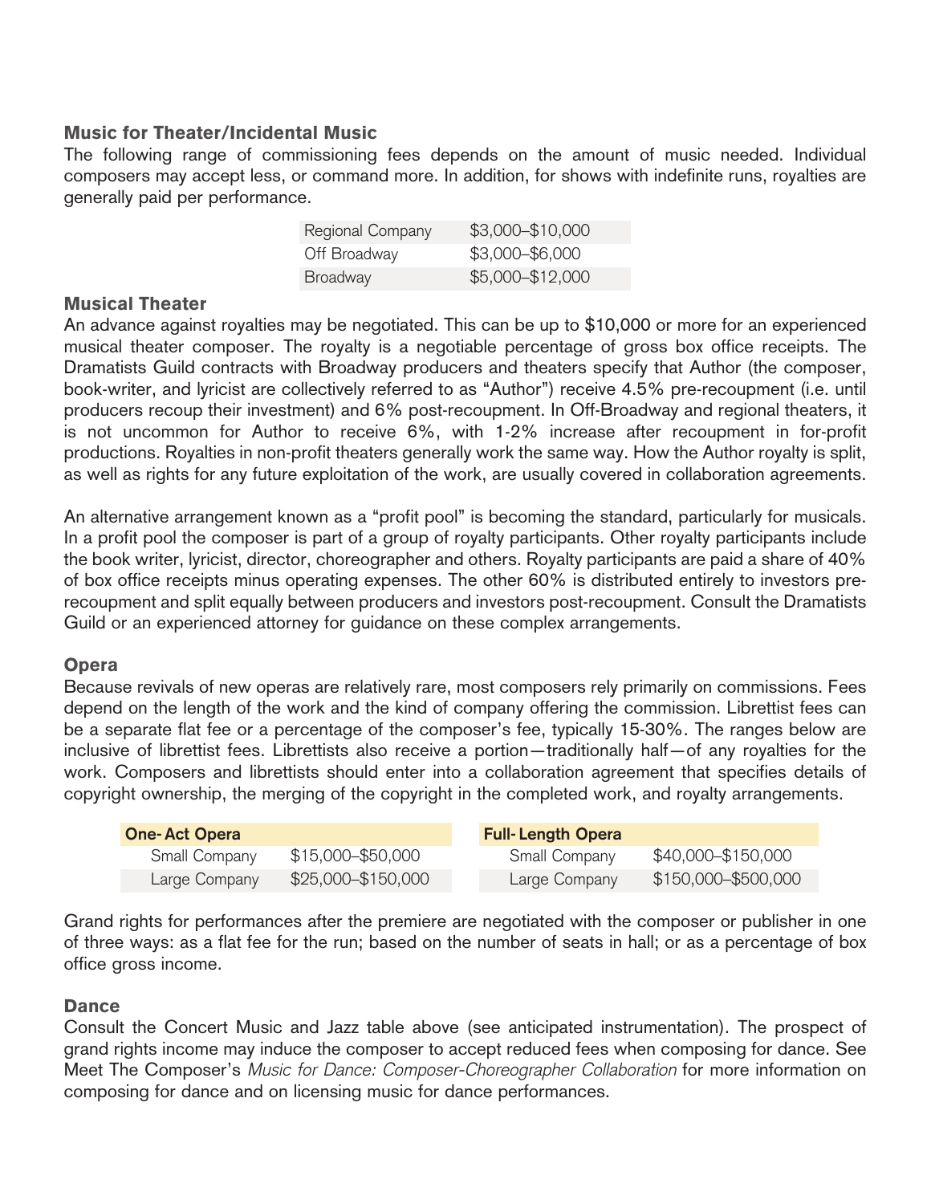### Music for Theater/Incidental Music

The following range of commissioning fees depends on the amount of music needed. Individual composers may accept less, or command more. In addition, for shows with indefinite runs, royalties are generally paid per performance.

| | |
|---|---|
| Regional Company | $3,000–$10,000 |
| Off Broadway | $3,000–$6,000 |
| Broadway | $5,000–$12,000 |

### Musical Theater

An advance against royalties may be negotiated. This can be up to $10,000 or more for an experienced musical theater composer. The royalty is a negotiable percentage of gross box office receipts. The Dramatists Guild contracts with Broadway producers and theaters specify that Author (the composer, book-writer, and lyricist are collectively referred to as "Author") receive 4.5% pre-recoupment (i.e. until producers recoup their investment) and 6% post-recoupment. In Off-Broadway and regional theaters, it is not uncommon for Author to receive 6%, with 1-2% increase after recoupment in for-profit productions. Royalties in non-profit theaters generally work the same way. How the Author royalty is split, as well as rights for any future exploitation of the work, are usually covered in collaboration agreements.

An alternative arrangement known as a "profit pool" is becoming the standard, particularly for musicals. In a profit pool the composer is part of a group of royalty participants. Other royalty participants include the book writer, lyricist, director, choreographer and others. Royalty participants are paid a share of 40% of box office receipts minus operating expenses. The other 60% is distributed entirely to investors pre-recoupment and split equally between producers and investors post-recoupment. Consult the Dramatists Guild or an experienced attorney for guidance on these complex arrangements.

### Opera

Because revivals of new operas are relatively rare, most composers rely primarily on commissions. Fees depend on the length of the work and the kind of company offering the commission. Librettist fees can be a separate flat fee or a percentage of the composer's fee, typically 15-30%. The ranges below are inclusive of librettist fees. Librettists also receive a portion—traditionally half—of any royalties for the work. Composers and librettists should enter into a collaboration agreement that specifies details of copyright ownership, the merging of the copyright in the completed work, and royalty arrangements.

| One-Act Opera | |
|---|---|
| Small Company | $15,000–$50,000 |
| Large Company | $25,000–$150,000 |

| Full-Length Opera | |
|---|---|
| Small Company | $40,000–$150,000 |
| Large Company | $150,000–$500,000 |

Grand rights for performances after the premiere are negotiated with the composer or publisher in one of three ways: as a flat fee for the run; based on the number of seats in hall; or as a percentage of box office gross income.

### Dance

Consult the Concert Music and Jazz table above (see anticipated instrumentation). The prospect of grand rights income may induce the composer to accept reduced fees when composing for dance. See Meet The Composer's *Music for Dance: Composer-Choreographer Collaboration* for more information on composing for dance and on licensing music for dance performances.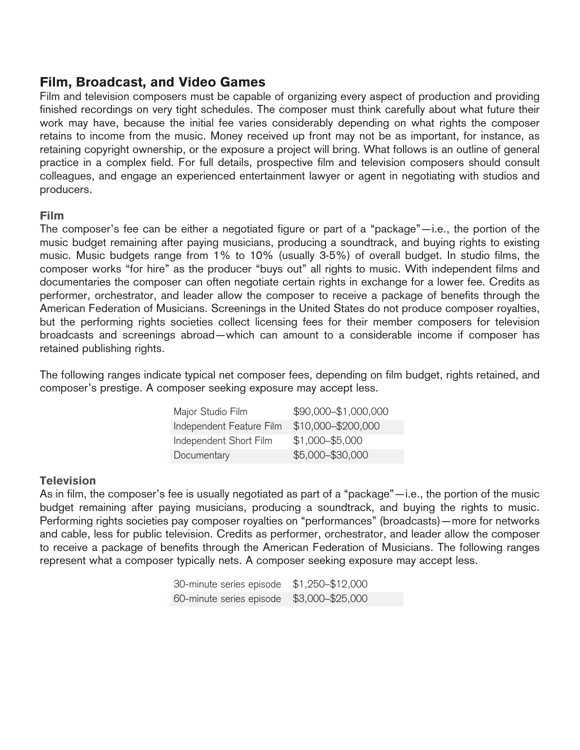## Film, Broadcast, and Video Games

Film and television composers must be capable of organizing every aspect of production and providing finished recordings on very tight schedules. The composer must think carefully about what future their work may have, because the initial fee varies considerably depending on what rights the composer retains to income from the music. Money received up front may not be as important, for instance, as retaining copyright ownership, or the exposure a project will bring. What follows is an outline of general practice in a complex field. For full details, prospective film and television composers should consult colleagues, and engage an experienced entertainment lawyer or agent in negotiating with studios and producers.

### Film

The composer's fee can be either a negotiated figure or part of a "package"—i.e., the portion of the music budget remaining after paying musicians, producing a soundtrack, and buying rights to existing music. Music budgets range from 1% to 10% (usually 3-5%) of overall budget. In studio films, the composer works "for hire" as the producer "buys out" all rights to music. With independent films and documentaries the composer can often negotiate certain rights in exchange for a lower fee. Credits as performer, orchestrator, and leader allow the composer to receive a package of benefits through the American Federation of Musicians. Screenings in the United States do not produce composer royalties, but the performing rights societies collect licensing fees for their member composers for television broadcasts and screenings abroad—which can amount to a considerable income if composer has retained publishing rights.

The following ranges indicate typical net composer fees, depending on film budget, rights retained, and composer's prestige. A composer seeking exposure may accept less.

| | |
|---|---|
| Major Studio Film | $90,000–$1,000,000 |
| Independent Feature Film | $10,000–$200,000 |
| Independent Short Film | $1,000–$5,000 |
| Documentary | $5,000–$30,000 |

### Television

As in film, the composer's fee is usually negotiated as part of a "package"—i.e., the portion of the music budget remaining after paying musicians, producing a soundtrack, and buying the rights to music. Performing rights societies pay composer royalties on "performances" (broadcasts)—more for networks and cable, less for public television. Credits as performer, orchestrator, and leader allow the composer to receive a package of benefits through the American Federation of Musicians. The following ranges represent what a composer typically nets. A composer seeking exposure may accept less.

| | |
|---|---|
| 30-minute series episode | $1,250–$12,000 |
| 60-minute series episode | $3,000–$25,000 |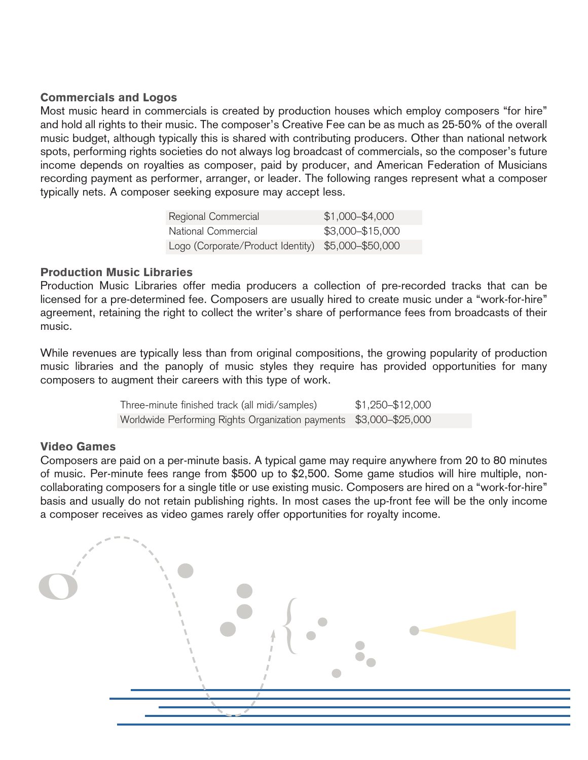### Commercials and Logos

Most music heard in commercials is created by production houses which employ composers "for hire" and hold all rights to their music. The composer's Creative Fee can be as much as 25-50% of the overall music budget, although typically this is shared with contributing producers. Other than national network spots, performing rights societies do not always log broadcast of commercials, so the composer's future income depends on royalties as composer, paid by producer, and American Federation of Musicians recording payment as performer, arranger, or leader. The following ranges represent what a composer typically nets. A composer seeking exposure may accept less.

| | |
|---|---|
| Regional Commercial | $1,000–$4,000 |
| National Commercial | $3,000–$15,000 |
| Logo (Corporate/Product Identity) | $5,000–$50,000 |

### Production Music Libraries

Production Music Libraries offer media producers a collection of pre-recorded tracks that can be licensed for a pre-determined fee. Composers are usually hired to create music under a "work-for-hire" agreement, retaining the right to collect the writer's share of performance fees from broadcasts of their music.

While revenues are typically less than from original compositions, the growing popularity of production music libraries and the panoply of music styles they require has provided opportunities for many composers to augment their careers with this type of work.

| | |
|---|---|
| Three-minute finished track (all midi/samples) | $1,250–$12,000 |
| Worldwide Performing Rights Organization payments | $3,000–$25,000 |

### Video Games

Composers are paid on a per-minute basis. A typical game may require anywhere from 20 to 80 minutes of music. Per-minute fees range from $500 up to $2,500. Some game studios will hire multiple, non-collaborating composers for a single title or use existing music. Composers are hired on a "work-for-hire" basis and usually do not retain publishing rights. In most cases the up-front fee will be the only income a composer receives as video games rarely offer opportunities for royalty income.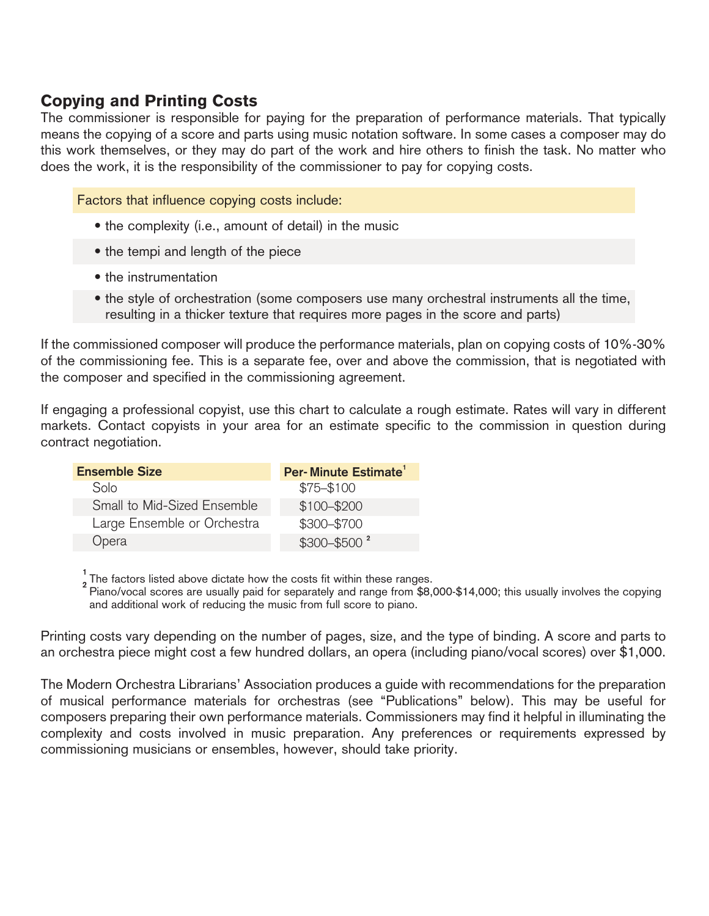## Copying and Printing Costs

The commissioner is responsible for paying for the preparation of performance materials. That typically means the copying of a score and parts using music notation software. In some cases a composer may do this work themselves, or they may do part of the work and hire others to finish the task. No matter who does the work, it is the responsibility of the commissioner to pay for copying costs.

Factors that influence copying costs include:

- the complexity (i.e., amount of detail) in the music
- the tempi and length of the piece
- the instrumentation
- the style of orchestration (some composers use many orchestral instruments all the time, resulting in a thicker texture that requires more pages in the score and parts)

If the commissioned composer will produce the performance materials, plan on copying costs of 10%-30% of the commissioning fee. This is a separate fee, over and above the commission, that is negotiated with the composer and specified in the commissioning agreement.

If engaging a professional copyist, use this chart to calculate a rough estimate. Rates will vary in different markets. Contact copyists in your area for an estimate specific to the commission in question during contract negotiation.

| Ensemble Size | Per- Minute Estimate[1] |
|---|---|
| Solo | $75–$100 |
| Small to Mid-Sized Ensemble | $100–$200 |
| Large Ensemble or Orchestra | $300–$700 |
| Opera | $300–$500 [2] |

[1] The factors listed above dictate how the costs fit within these ranges.
[2] Piano/vocal scores are usually paid for separately and range from $8,000-$14,000; this usually involves the copying and additional work of reducing the music from full score to piano.

Printing costs vary depending on the number of pages, size, and the type of binding. A score and parts to an orchestra piece might cost a few hundred dollars, an opera (including piano/vocal scores) over $1,000.

The Modern Orchestra Librarians' Association produces a guide with recommendations for the preparation of musical performance materials for orchestras (see "Publications" below). This may be useful for composers preparing their own performance materials. Commissioners may find it helpful in illuminating the complexity and costs involved in music preparation. Any preferences or requirements expressed by commissioning musicians or ensembles, however, should take priority.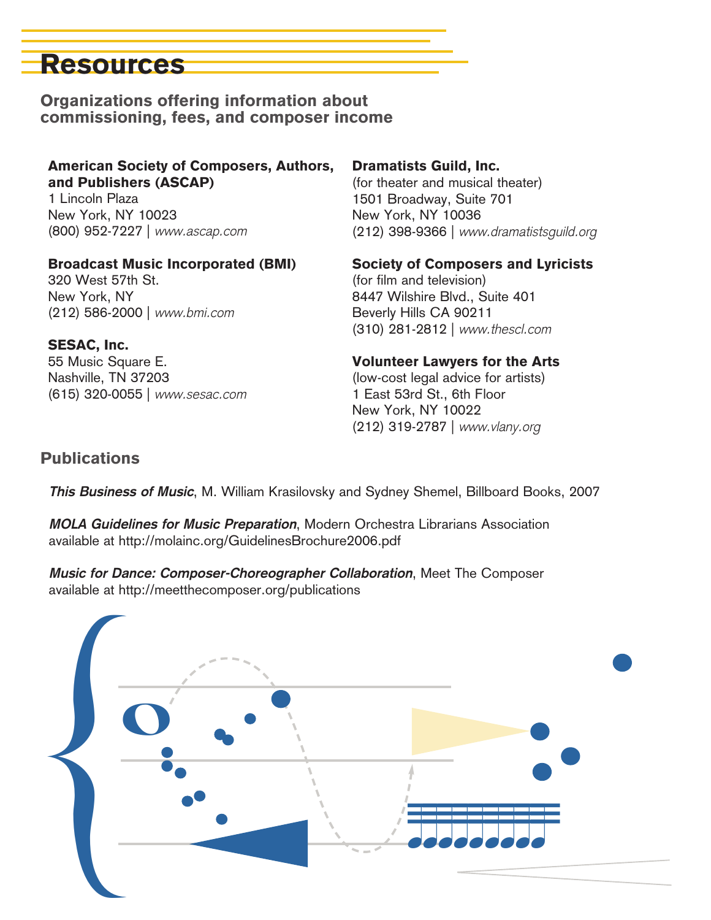# Resources

## Organizations offering information about commissioning, fees, and composer income

**American Society of Composers, Authors, and Publishers (ASCAP)**
1 Lincoln Plaza
New York, NY 10023
(800) 952-7227 | *www.ascap.com*

**Broadcast Music Incorporated (BMI)**
320 West 57th St.
New York, NY
(212) 586-2000 | *www.bmi.com*

**SESAC, Inc.**
55 Music Square E.
Nashville, TN 37203
(615) 320-0055 | *www.sesac.com*

**Dramatists Guild, Inc.**
(for theater and musical theater)
1501 Broadway, Suite 701
New York, NY 10036
(212) 398-9366 | *www.dramatistsguild.org*

**Society of Composers and Lyricists**
(for film and television)
8447 Wilshire Blvd., Suite 401
Beverly Hills CA 90211
(310) 281-2812 | *www.thescl.com*

**Volunteer Lawyers for the Arts**
(low-cost legal advice for artists)
1 East 53rd St., 6th Floor
New York, NY 10022
(212) 319-2787 | *www.vlany.org*

## Publications

***This Business of Music***, M. William Krasilovsky and Sydney Shemel, Billboard Books, 2007

***MOLA Guidelines for Music Preparation***, Modern Orchestra Librarians Association available at http://molainc.org/GuidelinesBrochure2006.pdf

***Music for Dance: Composer-Choreographer Collaboration***, Meet The Composer available at http://meetthecomposer.org/publications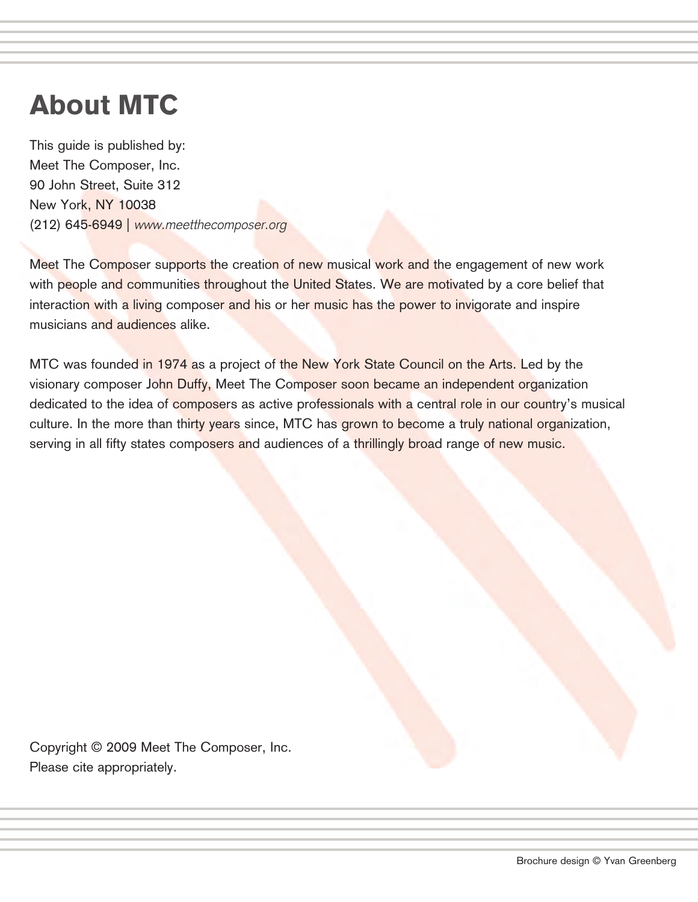# About MTC

This guide is published by:
Meet The Composer, Inc.
90 John Street, Suite 312
New York, NY 10038
(212) 645-6949 | *www.meetthecomposer.org*

Meet The Composer supports the creation of new musical work and the engagement of new work with people and communities throughout the United States. We are motivated by a core belief that interaction with a living composer and his or her music has the power to invigorate and inspire musicians and audiences alike.

MTC was founded in 1974 as a project of the New York State Council on the Arts. Led by the visionary composer John Duffy, Meet The Composer soon became an independent organization dedicated to the idea of composers as active professionals with a central role in our country's musical culture. In the more than thirty years since, MTC has grown to become a truly national organization, serving in all fifty states composers and audiences of a thrillingly broad range of new music.

Copyright © 2009 Meet The Composer, Inc.
Please cite appropriately.

Brochure design © Yvan Greenberg